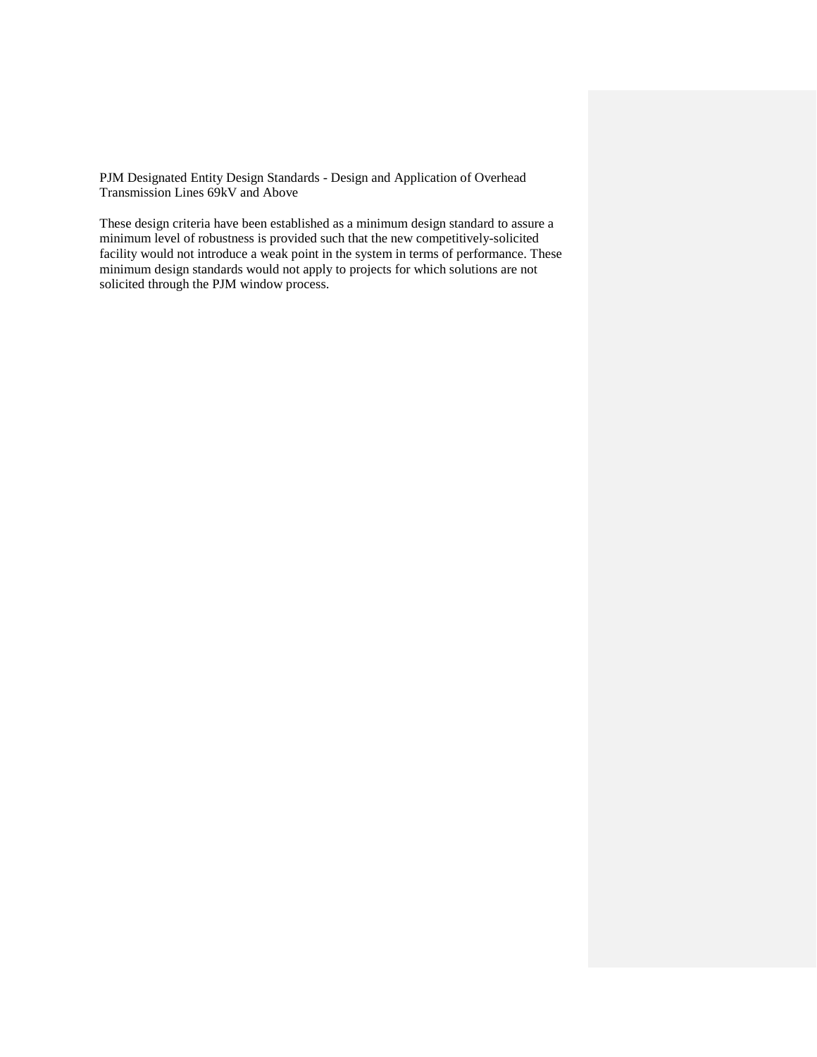PJM Designated Entity Design Standards - Design and Application of Overhead Transmission Lines 69kV and Above

These design criteria have been established as a minimum design standard to assure a minimum level of robustness is provided such that the new competitively-solicited facility would not introduce a weak point in the system in terms of performance. These minimum design standards would not apply to projects for which solutions are not solicited through the PJM window process.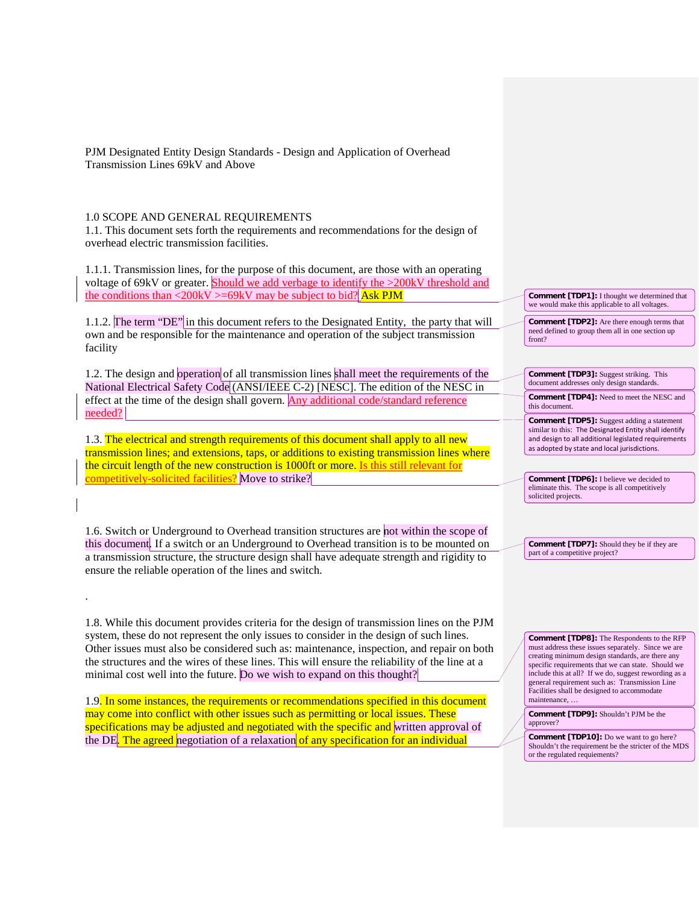PJM Designated Entity Design Standards - Design and Application of Overhead Transmission Lines 69kV and Above

1.0 SCOPE AND GENERAL REQUIREMENTS

1.1. This document sets forth the requirements and recommendations for the design of overhead electric transmission facilities.

1.1.1. Transmission lines, for the purpose of this document, are those with an operating voltage of 69kV or greater. Should we add verbage to identify the >200kV threshold and the conditions than <200kV >=69kV may be subject to bid? Ask PJM

1.1.2. The term "DE" in this document refers to the Designated Entity, the party that will own and be responsible for the maintenance and operation of the subject transmission facility

1.2. The design and operation of all transmission lines shall meet the requirements of the National Electrical Safety Code (ANSI/IEEE C-2) [NESC]. The edition of the NESC in effect at the time of the design shall govern. Any additional code/standard reference needed?

1.3. The electrical and strength requirements of this document shall apply to all new transmission lines; and extensions, taps, or additions to existing transmission lines where the circuit length of the new construction is 1000ft or more. Is this still relevant for competitively-solicited facilities? Move to strike?

1.6. Switch or Underground to Overhead transition structures are not within the scope of this document. If a switch or an Underground to Overhead transition is to be mounted on a transmission structure, the structure design shall have adequate strength and rigidity to ensure the reliable operation of the lines and switch.

.

1.8. While this document provides criteria for the design of transmission lines on the PJM system, these do not represent the only issues to consider in the design of such lines. Other issues must also be considered such as: maintenance, inspection, and repair on both the structures and the wires of these lines. This will ensure the reliability of the line at a minimal cost well into the future. Do we wish to expand on this thought?

1.9. In some instances, the requirements or recommendations specified in this document may come into conflict with other issues such as permitting or local issues. These specifications may be adjusted and negotiated with the specific and written approval of the DE. The agreed negotiation of a relaxation of any specification for an individual

---

**Comment [TDP1]:** I thought we determined that we would make this applicable to all voltages.

**Comment [TDP2]:** Are there enough terms that need defined to group them all in one section up front?

**Comment [TDP3]:** Suggest striking. This document addresses only design standards.

**Comment [TDP4]:** Need to meet the NESC and this document.

**Comment [TDP5]:** Suggest adding a statement similar to this: The Designated Entity shall identify and design to all additional legislated requirements as adopted by state and local jurisdictions.

**Comment [TDP6]:** I believe we decided to eliminate this. The scope is all competitively solicited projects.

**Comment [TDP7]:** Should they be if they are part of a competitive project?

**Comment [TDP8]:** The Respondents to the RFP must address these issues separately. Since we are creating minimum design standards, are there any specific requirements that we can state. Should we include this at all? If we do, suggest rewording as a general requirement such as: Transmission Line Facilities shall be designed to accommodate maintenance, …

**Comment [TDP9]:** Shouldn't PJM be the approver?

**Comment [TDP10]:** Do we want to go here? Shouldn't the requirement be the stricter of the MDS or the regulated requiements?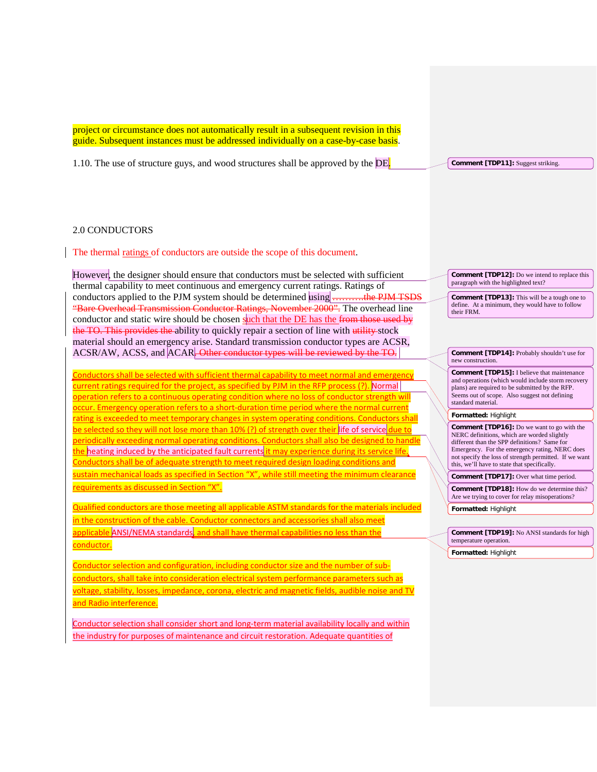project or circumstance does not automatically result in a subsequent revision in this guide. Subsequent instances must be addressed individually on a case-by-case basis.

1.10. The use of structure guys, and wood structures shall be approved by the DE.

Comment [TDP11]: Suggest striking.

## 2.0 CONDUCTORS

The thermal ratings of conductors are outside the scope of this document.

However, the designer should ensure that conductors must be selected with sufficient thermal capability to meet continuous and emergency current ratings. Ratings of conductors applied to the PJM system should be determined using ……….the PJM TSDS "Bare Overhead Transmission Conductor Ratings, November 2000". The overhead line conductor and static wire should be chosen such that the DE has the from those used by the TO. This provides the ability to quickly repair a section of line with utility stock material should an emergency arise. Standard transmission conductor types are ACSR, ACSR/AW, ACSS, and ACAR. Other conductor types will be reviewed by the TO.

Comment [TDP12]: Do we intend to replace this paragraph with the highlighted text?

Comment [TDP13]: This will be a tough one to define. At a minimum, they would have to follow their FRM.

Comment [TDP14]: Probably shouldn't use for new construction.

Conductors shall be selected with sufficient thermal capability to meet normal and emergency current ratings required for the project, as specified by PJM in the RFP process (?). Normal operation refers to a continuous operating condition where no loss of conductor strength will occur. Emergency operation refers to a short-duration time period where the normal current rating is exceeded to meet temporary changes in system operating conditions. Conductors shall be selected so they will not lose more than 10% (?) of strength over their life of service due to periodically exceeding normal operating conditions. Conductors shall also be designed to handle the heating induced by the anticipated fault currents it may experience during its service life. Conductors shall be of adequate strength to meet required design loading conditions and sustain mechanical loads as specified in Section "X", while still meeting the minimum clearance requirements as discussed in Section "X".

Comment [TDP15]: I believe that maintenance and operations (which would include storm recovery plans) are required to be submitted by the RFP. Seems out of scope. Also suggest not defining standard material.

Formatted: Highlight

Comment [TDP16]: Do we want to go with the NERC definitions, which are worded slightly different than the SPP definitions? Same for Emergency. For the emergency rating, NERC does not specify the loss of strength permitted. If we want this, we'll have to state that specifically.

Comment [TDP17]: Over what time period.

Comment [TDP18]: How do we determine this? Are we trying to cover for relay misoperations?

Formatted: Highlight

Qualified conductors are those meeting all applicable ASTM standards for the materials included in the construction of the cable. Conductor connectors and accessories shall also meet applicable ANSI/NEMA standards, and shall have thermal capabilities no less than the conductor.

Comment [TDP19]: No ANSI standards for high temperature operation.

Formatted: Highlight

Conductor selection and configuration, including conductor size and the number of sub-conductors, shall take into consideration electrical system performance parameters such as voltage, stability, losses, impedance, corona, electric and magnetic fields, audible noise and TV and Radio interference.

Conductor selection shall consider short and long-term material availability locally and within the industry for purposes of maintenance and circuit restoration. Adequate quantities of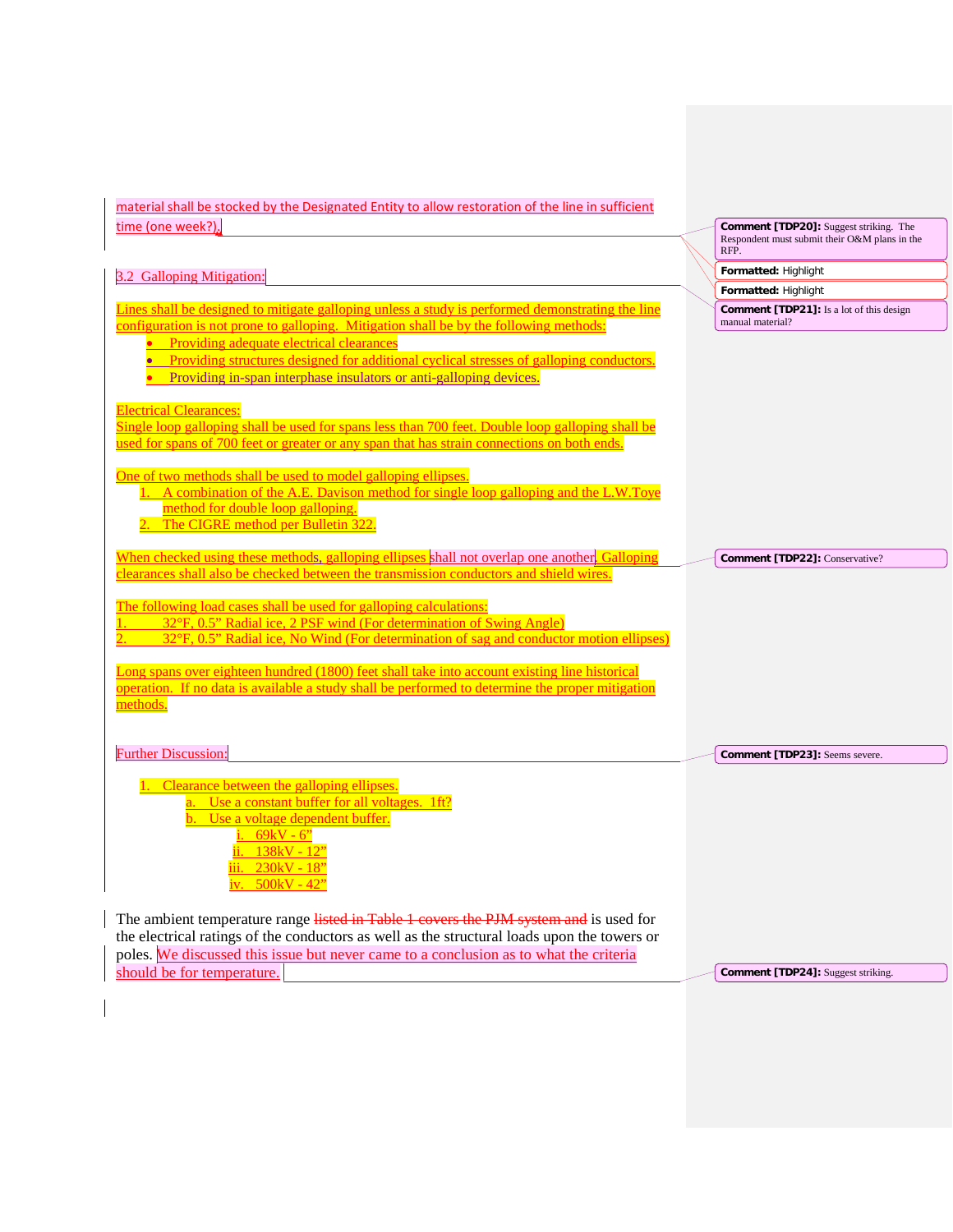material shall be stocked by the Designated Entity to allow restoration of the line in sufficient time (one week?).

## 3.2 Galloping Mitigation:

Lines shall be designed to mitigate galloping unless a study is performed demonstrating the line configuration is not prone to galloping. Mitigation shall be by the following methods:

- Providing adequate electrical clearances
- Providing structures designed for additional cyclical stresses of galloping conductors.
- Providing in-span interphase insulators or anti-galloping devices.

Electrical Clearances:
Single loop galloping shall be used for spans less than 700 feet. Double loop galloping shall be used for spans of 700 feet or greater or any span that has strain connections on both ends.

One of two methods shall be used to model galloping ellipses.

1. A combination of the A.E. Davison method for single loop galloping and the L.W.Toye method for double loop galloping.
2. The CIGRE method per Bulletin 322.

When checked using these methods, galloping ellipses shall not overlap one another. Galloping clearances shall also be checked between the transmission conductors and shield wires.

The following load cases shall be used for galloping calculations:

1. 32°F, 0.5" Radial ice, 2 PSF wind (For determination of Swing Angle)
2. 32°F, 0.5" Radial ice, No Wind (For determination of sag and conductor motion ellipses)

Long spans over eighteen hundred (1800) feet shall take into account existing line historical operation. If no data is available a study shall be performed to determine the proper mitigation methods.

Further Discussion:

1. Clearance between the galloping ellipses.
   a. Use a constant buffer for all voltages. 1ft?
   b. Use a voltage dependent buffer.
      i. 69kV - 6"
      ii. 138kV - 12"
      iii. 230kV - 18"
      iv. 500kV - 42"

The ambient temperature range ~~listed in Table 1 covers the PJM system and~~ is used for the electrical ratings of the conductors as well as the structural loads upon the towers or poles. We discussed this issue but never came to a conclusion as to what the criteria should be for temperature.

Comment [TDP20]: Suggest striking. The Respondent must submit their O&M plans in the RFP.

Formatted: Highlight

Formatted: Highlight

Comment [TDP21]: Is a lot of this design manual material?

Comment [TDP22]: Conservative?

Comment [TDP23]: Seems severe.

Comment [TDP24]: Suggest striking.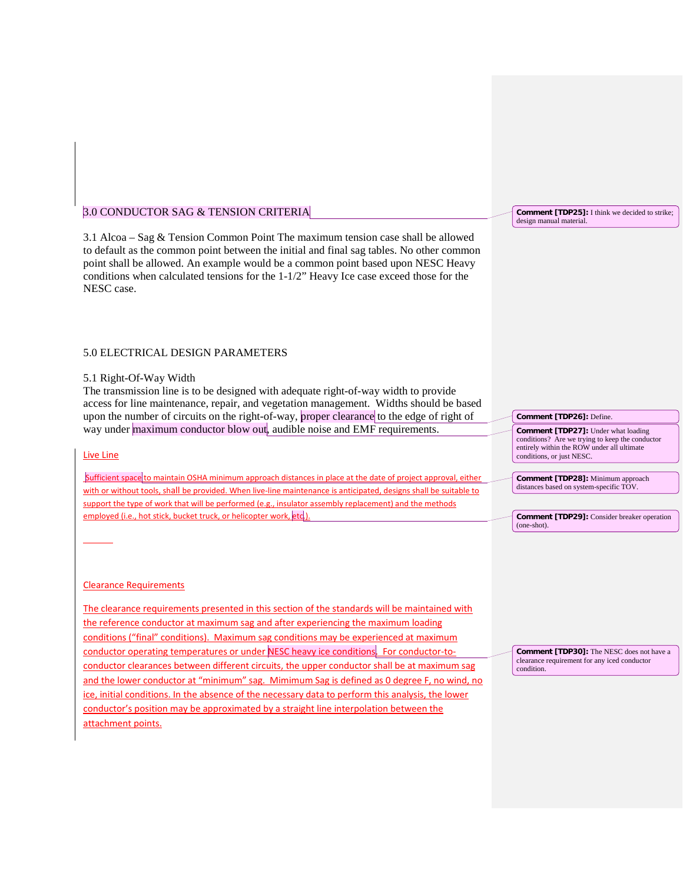## 3.0 CONDUCTOR SAG & TENSION CRITERIA

3.1 Alcoa – Sag & Tension Common Point The maximum tension case shall be allowed to default as the common point between the initial and final sag tables. No other common point shall be allowed. An example would be a common point based upon NESC Heavy conditions when calculated tensions for the 1-1/2" Heavy Ice case exceed those for the NESC case.

## 5.0 ELECTRICAL DESIGN PARAMETERS

### 5.1 Right-Of-Way Width

The transmission line is to be designed with adequate right-of-way width to provide access for line maintenance, repair, and vegetation management. Widths should be based upon the number of circuits on the right-of-way, proper clearance to the edge of right of way under maximum conductor blow out, audible noise and EMF requirements.

### Live Line

Sufficient space to maintain OSHA minimum approach distances in place at the date of project approval, either with or without tools, shall be provided. When live-line maintenance is anticipated, designs shall be suitable to support the type of work that will be performed (e.g., insulator assembly replacement) and the methods employed (i.e., hot stick, bucket truck, or helicopter work, etc.).

### Clearance Requirements

The clearance requirements presented in this section of the standards will be maintained with the reference conductor at maximum sag and after experiencing the maximum loading conditions ("final" conditions). Maximum sag conditions may be experienced at maximum conductor operating temperatures or under NESC heavy ice conditions. For conductor-to-conductor clearances between different circuits, the upper conductor shall be at maximum sag and the lower conductor at "minimum" sag. Mimimum Sag is defined as 0 degree F, no wind, no ice, initial conditions. In the absence of the necessary data to perform this analysis, the lower conductor's position may be approximated by a straight line interpolation between the attachment points.

**Comment [TDP25]:** I think we decided to strike; design manual material.

**Comment [TDP26]:** Define.

**Comment [TDP27]:** Under what loading conditions? Are we trying to keep the conductor entirely within the ROW under all ultimate conditions, or just NESC.

**Comment [TDP28]:** Minimum approach distances based on system-specific TOV.

**Comment [TDP29]:** Consider breaker operation (one-shot).

**Comment [TDP30]:** The NESC does not have a clearance requirement for any iced conductor condition.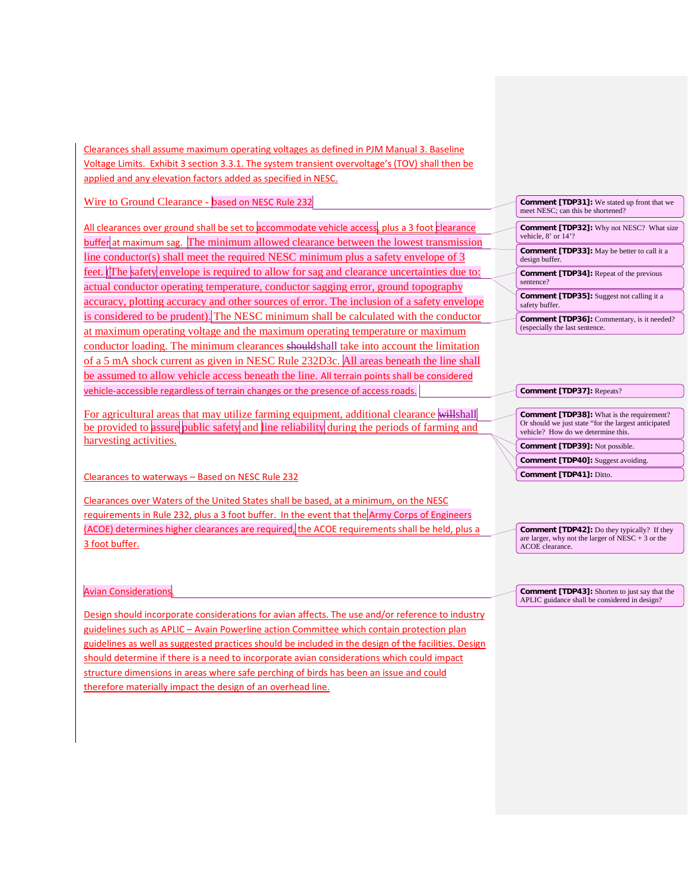Clearances shall assume maximum operating voltages as defined in PJM Manual 3. Baseline Voltage Limits. Exhibit 3 section 3.3.1. The system transient overvoltage's (TOV) shall then be applied and any elevation factors added as specified in NESC.

## Wire to Ground Clearance - based on NESC Rule 232

All clearances over ground shall be set to accommodate vehicle access, plus a 3 foot clearance buffer at maximum sag. The minimum allowed clearance between the lowest transmission line conductor(s) shall meet the required NESC minimum plus a safety envelope of 3 feet. (The safety envelope is required to allow for sag and clearance uncertainties due to: actual conductor operating temperature, conductor sagging error, ground topography accuracy, plotting accuracy and other sources of error. The inclusion of a safety envelope is considered to be prudent). The NESC minimum shall be calculated with the conductor at maximum operating voltage and the maximum operating temperature or maximum conductor loading. The minimum clearances ~~should~~shall take into account the limitation of a 5 mA shock current as given in NESC Rule 232D3c. All areas beneath the line shall be assumed to allow vehicle access beneath the line. All terrain points shall be considered vehicle-accessible regardless of terrain changes or the presence of access roads.

For agricultural areas that may utilize farming equipment, additional clearance ~~will~~shall be provided to assure public safety and line reliability during the periods of farming and harvesting activities.

## Clearances to waterways – Based on NESC Rule 232

Clearances over Waters of the United States shall be based, at a minimum, on the NESC requirements in Rule 232, plus a 3 foot buffer. In the event that the Army Corps of Engineers (ACOE) determines higher clearances are required, the ACOE requirements shall be held, plus a 3 foot buffer.

## Avian Considerations

Design should incorporate considerations for avian affects. The use and/or reference to industry guidelines such as APLIC – Avain Powerline action Committee which contain protection plan guidelines as well as suggested practices should be included in the design of the facilities. Design should determine if there is a need to incorporate avian considerations which could impact structure dimensions in areas where safe perching of birds has been an issue and could therefore materially impact the design of an overhead line.

---

**Comment [TDP31]:** We stated up front that we meet NESC; can this be shortened?

**Comment [TDP32]:** Why not NESC? What size vehicle, 8' or 14'?

**Comment [TDP33]:** May be better to call it a design buffer.

**Comment [TDP34]:** Repeat of the previous sentence?

**Comment [TDP35]:** Suggest not calling it a safety buffer.

**Comment [TDP36]:** Commentary, is it needed? (especially the last sentence.

**Comment [TDP37]:** Repeats?

**Comment [TDP38]:** What is the requirement? Or should we just state "for the largest anticipated vehicle? How do we determine this.

**Comment [TDP39]:** Not possible.

**Comment [TDP40]:** Suggest avoiding.

**Comment [TDP41]:** Ditto.

**Comment [TDP42]:** Do they typically? If they are larger, why not the larger of NESC + 3 or the ACOE clearance.

**Comment [TDP43]:** Shorten to just say that the APLIC guidance shall be considered in design?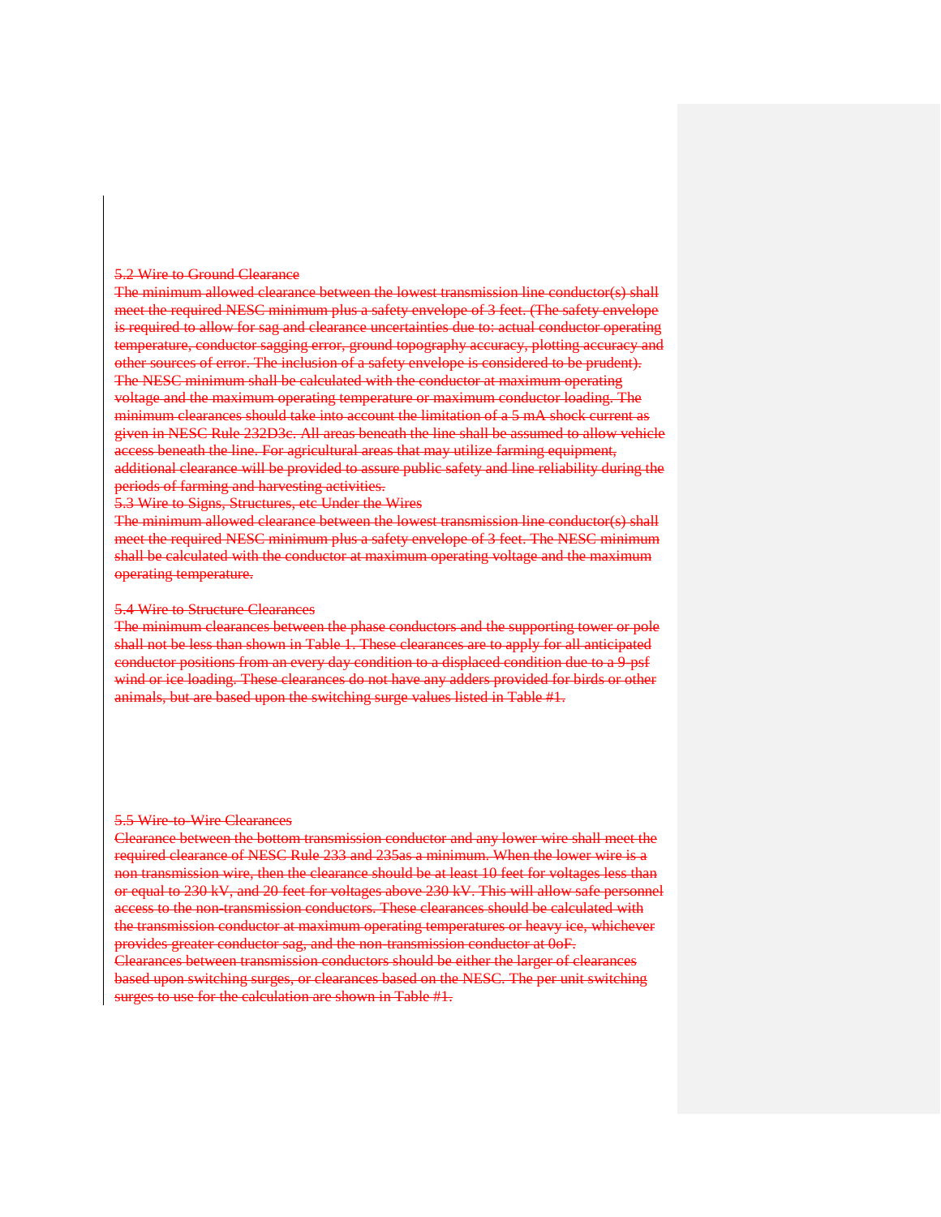~~5.2 Wire to Ground Clearance~~

~~The minimum allowed clearance between the lowest transmission line conductor(s) shall meet the required NESC minimum plus a safety envelope of 3 feet. (The safety envelope is required to allow for sag and clearance uncertainties due to: actual conductor operating temperature, conductor sagging error, ground topography accuracy, plotting accuracy and other sources of error. The inclusion of a safety envelope is considered to be prudent). The NESC minimum shall be calculated with the conductor at maximum operating voltage and the maximum operating temperature or maximum conductor loading. The minimum clearances should take into account the limitation of a 5 mA shock current as given in NESC Rule 232D3c. All areas beneath the line shall be assumed to allow vehicle access beneath the line. For agricultural areas that may utilize farming equipment, additional clearance will be provided to assure public safety and line reliability during the periods of farming and harvesting activities.~~

~~5.3 Wire to Signs, Structures, etc Under the Wires~~

~~The minimum allowed clearance between the lowest transmission line conductor(s) shall meet the required NESC minimum plus a safety envelope of 3 feet. The NESC minimum shall be calculated with the conductor at maximum operating voltage and the maximum operating temperature.~~

~~5.4 Wire to Structure Clearances~~

~~The minimum clearances between the phase conductors and the supporting tower or pole shall not be less than shown in Table 1. These clearances are to apply for all anticipated conductor positions from an every day condition to a displaced condition due to a 9-psf wind or ice loading. These clearances do not have any adders provided for birds or other animals, but are based upon the switching surge values listed in Table #1.~~

~~5.5 Wire-to-Wire Clearances~~

~~Clearance between the bottom transmission conductor and any lower wire shall meet the required clearance of NESC Rule 233 and 235as a minimum. When the lower wire is a non transmission wire, then the clearance should be at least 10 feet for voltages less than or equal to 230 kV, and 20 feet for voltages above 230 kV. This will allow safe personnel access to the non-transmission conductors. These clearances should be calculated with the transmission conductor at maximum operating temperatures or heavy ice, whichever provides greater conductor sag, and the non-transmission conductor at 0oF.~~

~~Clearances between transmission conductors should be either the larger of clearances based upon switching surges, or clearances based on the NESC. The per unit switching surges to use for the calculation are shown in Table #1.~~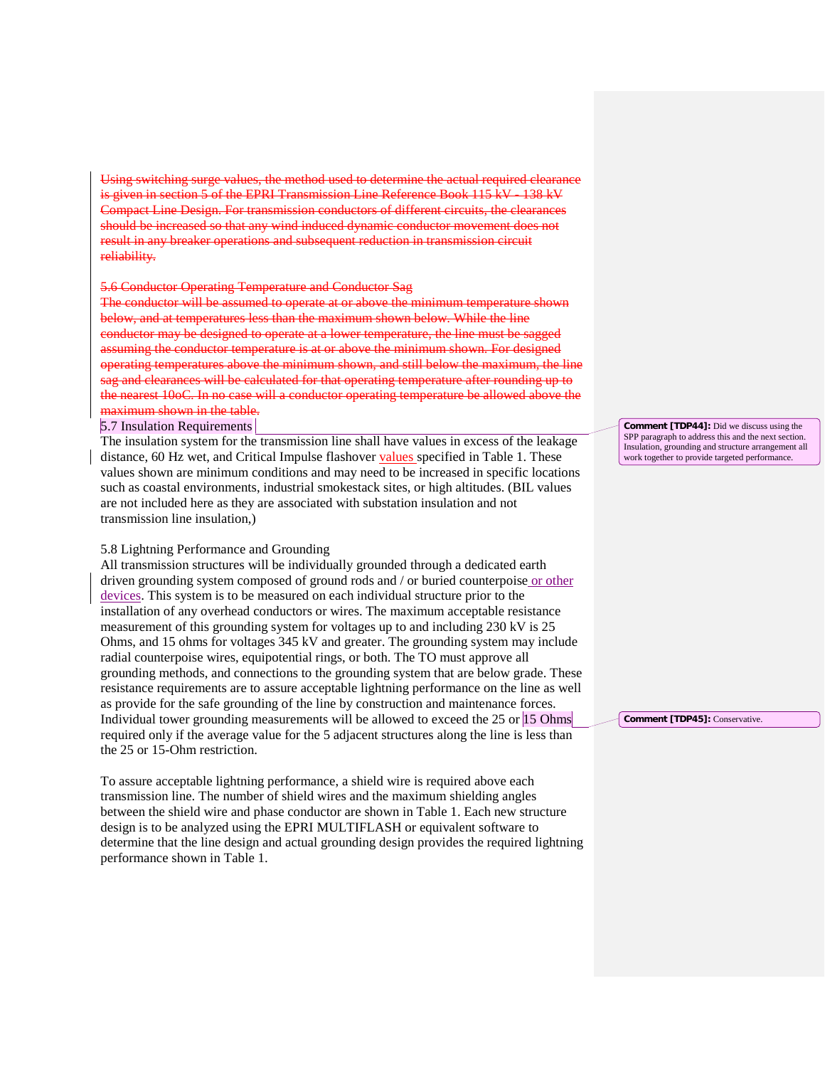~~Using switching surge values, the method used to determine the actual required clearance is given in section 5 of the EPRI Transmission Line Reference Book 115 kV - 138 kV Compact Line Design. For transmission conductors of different circuits, the clearances should be increased so that any wind induced dynamic conductor movement does not result in any breaker operations and subsequent reduction in transmission circuit reliability.~~

~~5.6 Conductor Operating Temperature and Conductor Sag~~
~~The conductor will be assumed to operate at or above the minimum temperature shown below, and at temperatures less than the maximum shown below. While the line conductor may be designed to operate at a lower temperature, the line must be sagged assuming the conductor temperature is at or above the minimum shown. For designed operating temperatures above the minimum shown, and still below the maximum, the line sag and clearances will be calculated for that operating temperature after rounding up to the nearest 10oC. In no case will a conductor operating temperature be allowed above the maximum shown in the table.~~

5.7 Insulation Requirements

The insulation system for the transmission line shall have values in excess of the leakage distance, 60 Hz wet, and Critical Impulse flashover values specified in Table 1. These values shown are minimum conditions and may need to be increased in specific locations such as coastal environments, industrial smokestack sites, or high altitudes. (BIL values are not included here as they are associated with substation insulation and not transmission line insulation,)

> **Comment [TDP44]:** Did we discuss using the SPP paragraph to address this and the next section. Insulation, grounding and structure arrangement all work together to provide targeted performance.

5.8 Lightning Performance and Grounding

All transmission structures will be individually grounded through a dedicated earth driven grounding system composed of ground rods and / or buried counterpoise or other devices. This system is to be measured on each individual structure prior to the installation of any overhead conductors or wires. The maximum acceptable resistance measurement of this grounding system for voltages up to and including 230 kV is 25 Ohms, and 15 ohms for voltages 345 kV and greater. The grounding system may include radial counterpoise wires, equipotential rings, or both. The TO must approve all grounding methods, and connections to the grounding system that are below grade. These resistance requirements are to assure acceptable lightning performance on the line as well as provide for the safe grounding of the line by construction and maintenance forces. Individual tower grounding measurements will be allowed to exceed the 25 or 15 Ohms required only if the average value for the 5 adjacent structures along the line is less than the 25 or 15-Ohm restriction.

> **Comment [TDP45]:** Conservative.

To assure acceptable lightning performance, a shield wire is required above each transmission line. The number of shield wires and the maximum shielding angles between the shield wire and phase conductor are shown in Table 1. Each new structure design is to be analyzed using the EPRI MULTIFLASH or equivalent software to determine that the line design and actual grounding design provides the required lightning performance shown in Table 1.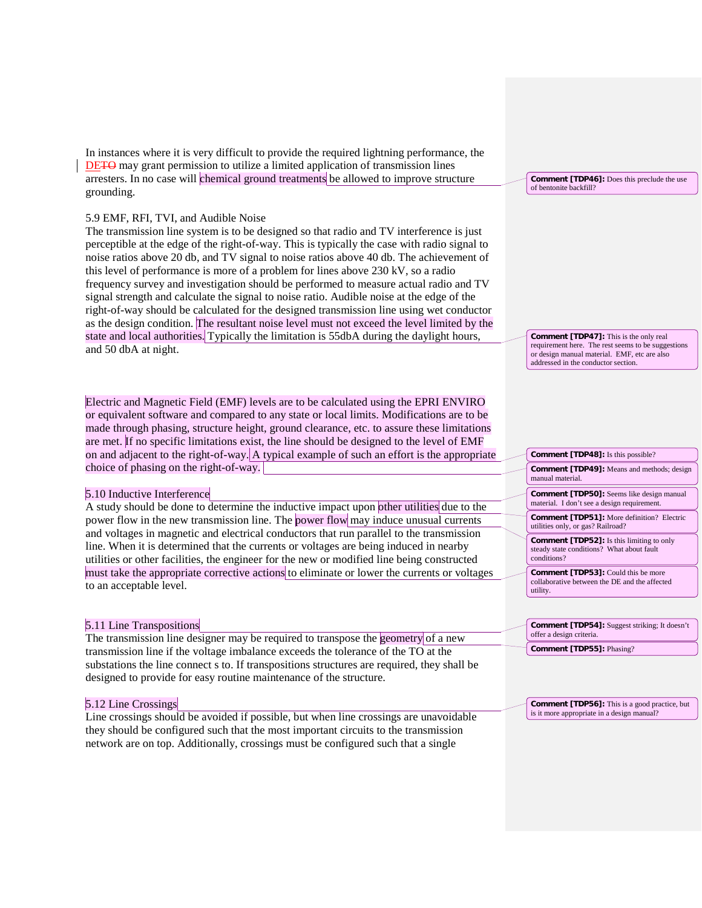In instances where it is very difficult to provide the required lightning performance, the DE~~TO~~ may grant permission to utilize a limited application of transmission lines arresters. In no case will chemical ground treatments be allowed to improve structure grounding.

> **Comment [TDP46]:** Does this preclude the use of bentonite backfill?

### 5.9 EMF, RFI, TVI, and Audible Noise

The transmission line system is to be designed so that radio and TV interference is just perceptible at the edge of the right-of-way. This is typically the case with radio signal to noise ratios above 20 db, and TV signal to noise ratios above 40 db. The achievement of this level of performance is more of a problem for lines above 230 kV, so a radio frequency survey and investigation should be performed to measure actual radio and TV signal strength and calculate the signal to noise ratio. Audible noise at the edge of the right-of-way should be calculated for the designed transmission line using wet conductor as the design condition. The resultant noise level must not exceed the level limited by the state and local authorities. Typically the limitation is 55dbA during the daylight hours, and 50 dbA at night.

> **Comment [TDP47]:** This is the only real requirement here. The rest seems to be suggestions or design manual material. EMF, etc are also addressed in the conductor section.

Electric and Magnetic Field (EMF) levels are to be calculated using the EPRI ENVIRO or equivalent software and compared to any state or local limits. Modifications are to be made through phasing, structure height, ground clearance, etc. to assure these limitations are met. If no specific limitations exist, the line should be designed to the level of EMF on and adjacent to the right-of-way. A typical example of such an effort is the appropriate choice of phasing on the right-of-way.

> **Comment [TDP48]:** Is this possible?

> **Comment [TDP49]:** Means and methods; design manual material.

### 5.10 Inductive Interference

A study should be done to determine the inductive impact upon other utilities due to the power flow in the new transmission line. The power flow may induce unusual currents and voltages in magnetic and electrical conductors that run parallel to the transmission line. When it is determined that the currents or voltages are being induced in nearby utilities or other facilities, the engineer for the new or modified line being constructed must take the appropriate corrective actions to eliminate or lower the currents or voltages to an acceptable level.

> **Comment [TDP50]:** Seems like design manual material. I don't see a design requirement.

> **Comment [TDP51]:** More definition? Electric utilities only, or gas? Railroad?

> **Comment [TDP52]:** Is this limiting to only steady state conditions? What about fault conditions?

> **Comment [TDP53]:** Could this be more collaborative between the DE and the affected utility.

### 5.11 Line Transpositions

The transmission line designer may be required to transpose the geometry of a new transmission line if the voltage imbalance exceeds the tolerance of the TO at the substations the line connect s to. If transpositions structures are required, they shall be designed to provide for easy routine maintenance of the structure.

> **Comment [TDP54]:** Suggest striking; It doesn't offer a design criteria.

> **Comment [TDP55]:** Phasing?

### 5.12 Line Crossings

Line crossings should be avoided if possible, but when line crossings are unavoidable they should be configured such that the most important circuits to the transmission network are on top. Additionally, crossings must be configured such that a single

> **Comment [TDP56]:** This is a good practice, but is it more appropriate in a design manual?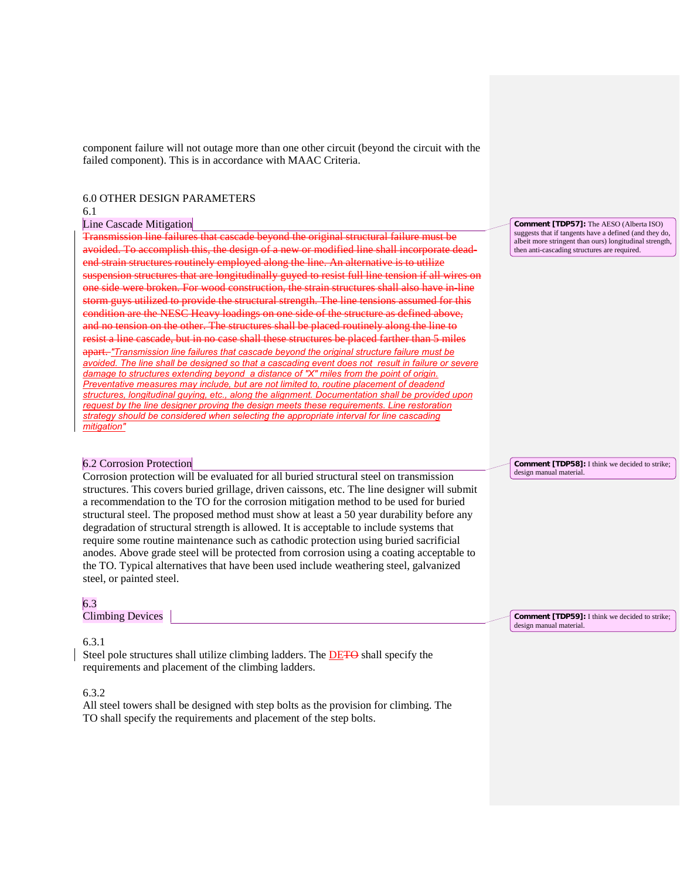component failure will not outage more than one other circuit (beyond the circuit with the failed component). This is in accordance with MAAC Criteria.

## 6.0 OTHER DESIGN PARAMETERS

### 6.1 Line Cascade Mitigation

~~Transmission line failures that cascade beyond the original structural failure must be avoided. To accomplish this, the design of a new or modified line shall incorporate dead-end strain structures routinely employed along the line. An alternative is to utilize suspension structures that are longitudinally guyed to resist full line tension if all wires on one side were broken. For wood construction, the strain structures shall also have in-line storm guys utilized to provide the structural strength. The line tensions assumed for this condition are the NESC Heavy loadings on one side of the structure as defined above, and no tension on the other. The structures shall be placed routinely along the line to resist a line cascade, but in no case shall these structures be placed farther than 5 miles apart.~~ *"Transmission line failures that cascade beyond the original structure failure must be avoided. The line shall be designed so that a cascading event does not result in failure or severe damage to structures extending beyond a distance of "X" miles from the point of origin. Preventative measures may include, but are not limited to, routine placement of deadend structures, longitudinal guying, etc., along the alignment. Documentation shall be provided upon request by the line designer proving the design meets these requirements. Line restoration strategy should be considered when selecting the appropriate interval for line cascading mitigation"*

> **Comment [TDP57]:** The AESO (Alberta ISO) suggests that if tangents have a defined (and they do, albeit more stringent than ours) longitudinal strength, then anti-cascading structures are required.

### 6.2 Corrosion Protection

Corrosion protection will be evaluated for all buried structural steel on transmission structures. This covers buried grillage, driven caissons, etc. The line designer will submit a recommendation to the TO for the corrosion mitigation method to be used for buried structural steel. The proposed method must show at least a 50 year durability before any degradation of structural strength is allowed. It is acceptable to include systems that require some routine maintenance such as cathodic protection using buried sacrificial anodes. Above grade steel will be protected from corrosion using a coating acceptable to the TO. Typical alternatives that have been used include weathering steel, galvanized steel, or painted steel.

> **Comment [TDP58]:** I think we decided to strike; design manual material.

### 6.3 Climbing Devices

> **Comment [TDP59]:** I think we decided to strike; design manual material.

6.3.1

Steel pole structures shall utilize climbing ladders. The DE~~TO~~ shall specify the requirements and placement of the climbing ladders.

6.3.2

All steel towers shall be designed with step bolts as the provision for climbing. The TO shall specify the requirements and placement of the step bolts.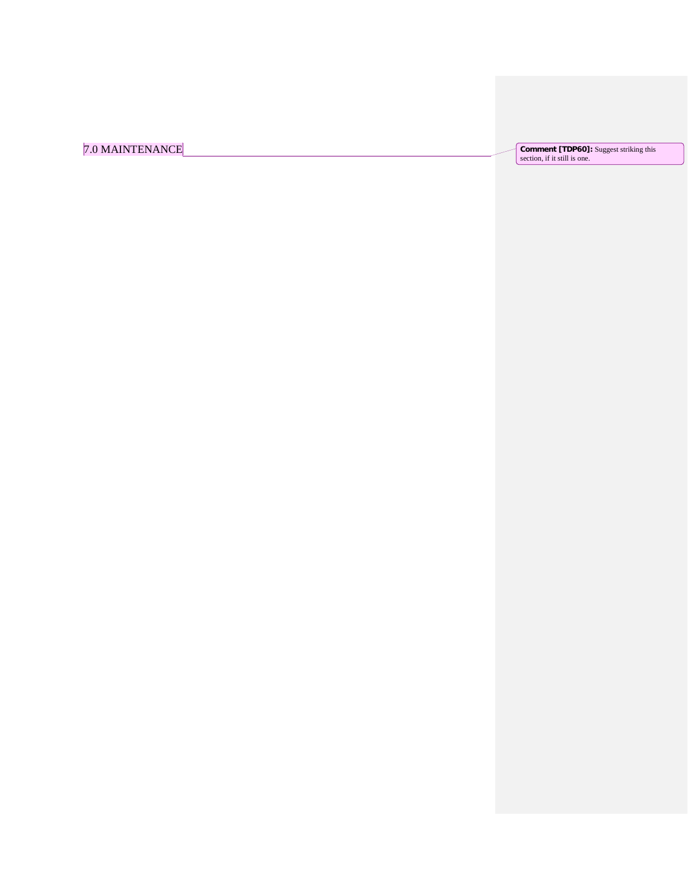# 7.0 MAINTENANCE

Comment [TDP60]: Suggest striking this section, if it still is one.